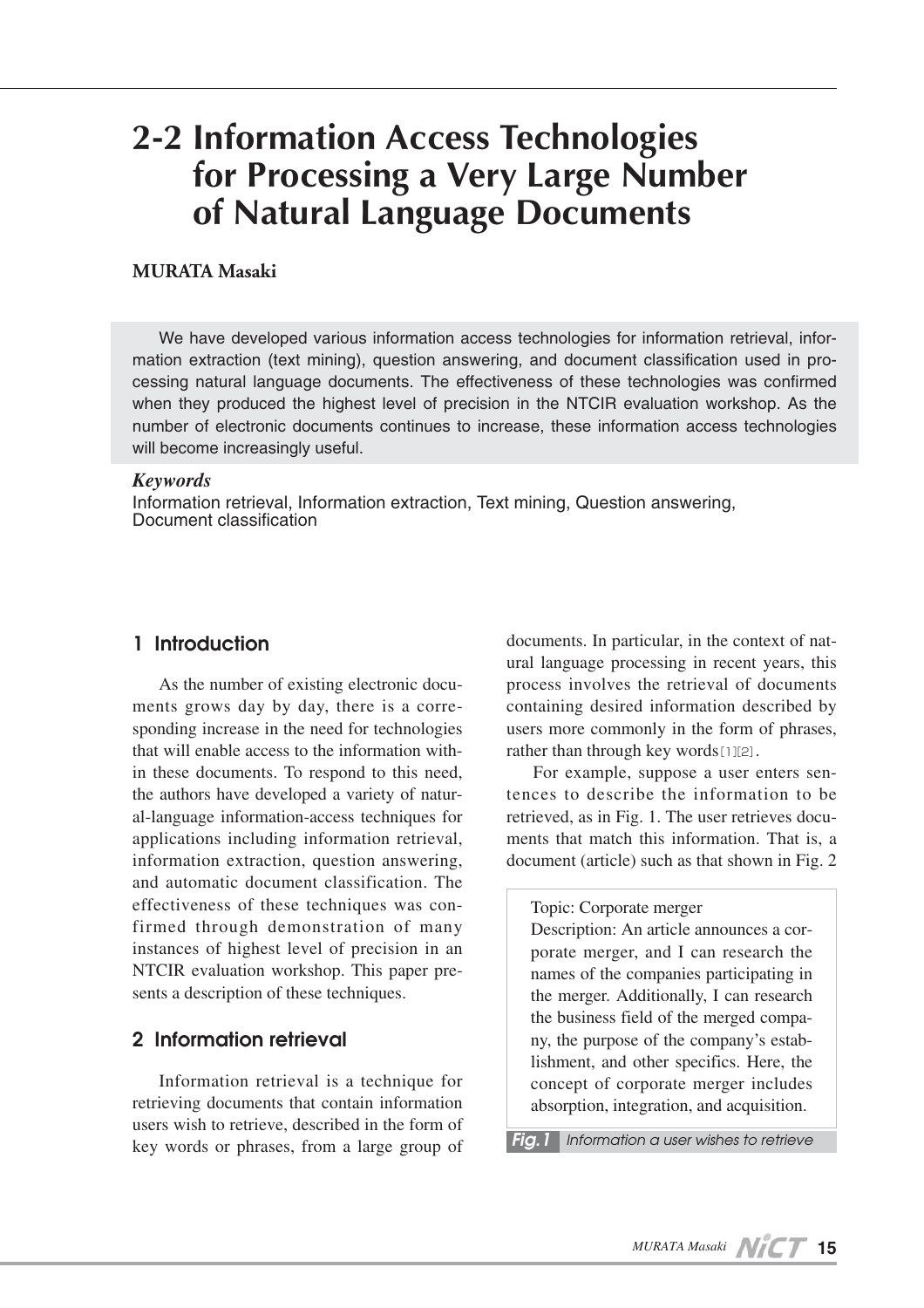# 2-2 Information Access Technologies for Processing a Very Large Number of Natural Language Documents

**MURATA Masaki**

We have developed various information access technologies for information retrieval, information extraction (text mining), question answering, and document classification used in processing natural language documents. The effectiveness of these technologies was confirmed when they produced the highest level of precision in the NTCIR evaluation workshop. As the number of electronic documents continues to increase, these information access technologies will become increasingly useful.

***Keywords***
Information retrieval, Information extraction, Text mining, Question answering, Document classification

## 1 Introduction

As the number of existing electronic documents grows day by day, there is a corresponding increase in the need for technologies that will enable access to the information within these documents. To respond to this need, the authors have developed a variety of natural-language information-access techniques for applications including information retrieval, information extraction, question answering, and automatic document classification. The effectiveness of these techniques was confirmed through demonstration of many instances of highest level of precision in an NTCIR evaluation workshop. This paper presents a description of these techniques.

## 2 Information retrieval

Information retrieval is a technique for retrieving documents that contain information users wish to retrieve, described in the form of key words or phrases, from a large group of documents. In particular, in the context of natural language processing in recent years, this process involves the retrieval of documents containing desired information described by users more commonly in the form of phrases, rather than through key words[1][2].

For example, suppose a user enters sentences to describe the information to be retrieved, as in Fig. 1. The user retrieves documents that match this information. That is, a document (article) such as that shown in Fig. 2

> Topic: Corporate merger
> Description: An article announces a corporate merger, and I can research the names of the companies participating in the merger. Additionally, I can research the business field of the merged company, the purpose of the company's establishment, and other specifics. Here, the concept of corporate merger includes absorption, integration, and acquisition.

**Fig.1** Information a user wishes to retrieve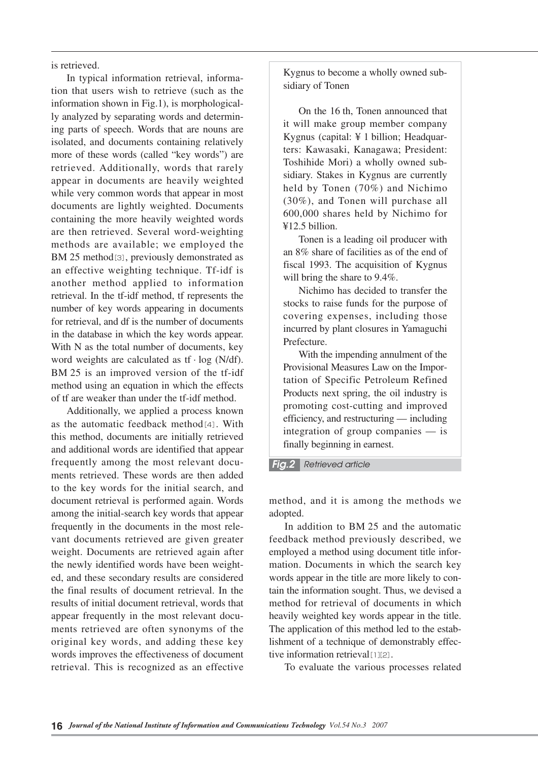is retrieved.

In typical information retrieval, information that users wish to retrieve (such as the information shown in Fig.1), is morphologically analyzed by separating words and determining parts of speech. Words that are nouns are isolated, and documents containing relatively more of these words (called "key words") are retrieved. Additionally, words that rarely appear in documents are heavily weighted while very common words that appear in most documents are lightly weighted. Documents containing the more heavily weighted words are then retrieved. Several word-weighting methods are available; we employed the BM 25 method[3], previously demonstrated as an effective weighting technique. Tf-idf is another method applied to information retrieval. In the tf-idf method, tf represents the number of key words appearing in documents for retrieval, and df is the number of documents in the database in which the key words appear. With N as the total number of documents, key word weights are calculated as $\mathrm{tf} \cdot \log(N/\mathrm{df})$. BM 25 is an improved version of the tf-idf method using an equation in which the effects of tf are weaker than under the tf-idf method.

Additionally, we applied a process known as the automatic feedback method[4]. With this method, documents are initially retrieved and additional words are identified that appear frequently among the most relevant documents retrieved. These words are then added to the key words for the initial search, and document retrieval is performed again. Words among the initial-search key words that appear frequently in the documents in the most relevant documents retrieved are given greater weight. Documents are retrieved again after the newly identified words have been weighted, and these secondary results are considered the final results of document retrieval. In the results of initial document retrieval, words that appear frequently in the most relevant documents retrieved are often synonyms of the original key words, and adding these key words improves the effectiveness of document retrieval. This is recognized as an effective method, and it is among the methods we adopted.

> Kygnus to become a wholly owned subsidiary of Tonen
>
> On the 16 th, Tonen announced that it will make group member company Kygnus (capital: ¥ 1 billion; Headquarters: Kawasaki, Kanagawa; President: Toshihide Mori) a wholly owned subsidiary. Stakes in Kygnus are currently held by Tonen (70%) and Nichimo (30%), and Tonen will purchase all 600,000 shares held by Nichimo for ¥12.5 billion.
>
> Tonen is a leading oil producer with an 8% share of facilities as of the end of fiscal 1993. The acquisition of Kygnus will bring the share to 9.4%.
>
> Nichimo has decided to transfer the stocks to raise funds for the purpose of covering expenses, including those incurred by plant closures in Yamaguchi Prefecture.
>
> With the impending annulment of the Provisional Measures Law on the Importation of Specific Petroleum Refined Products next spring, the oil industry is promoting cost-cutting and improved efficiency, and restructuring — including integration of group companies — is finally beginning in earnest.

**Fig.2** Retrieved article

In addition to BM 25 and the automatic feedback method previously described, we employed a method using document title information. Documents in which the search key words appear in the title are more likely to contain the information sought. Thus, we devised a method for retrieval of documents in which heavily weighted key words appear in the title. The application of this method led to the establishment of a technique of demonstrably effective information retrieval[1][2].

To evaluate the various processes related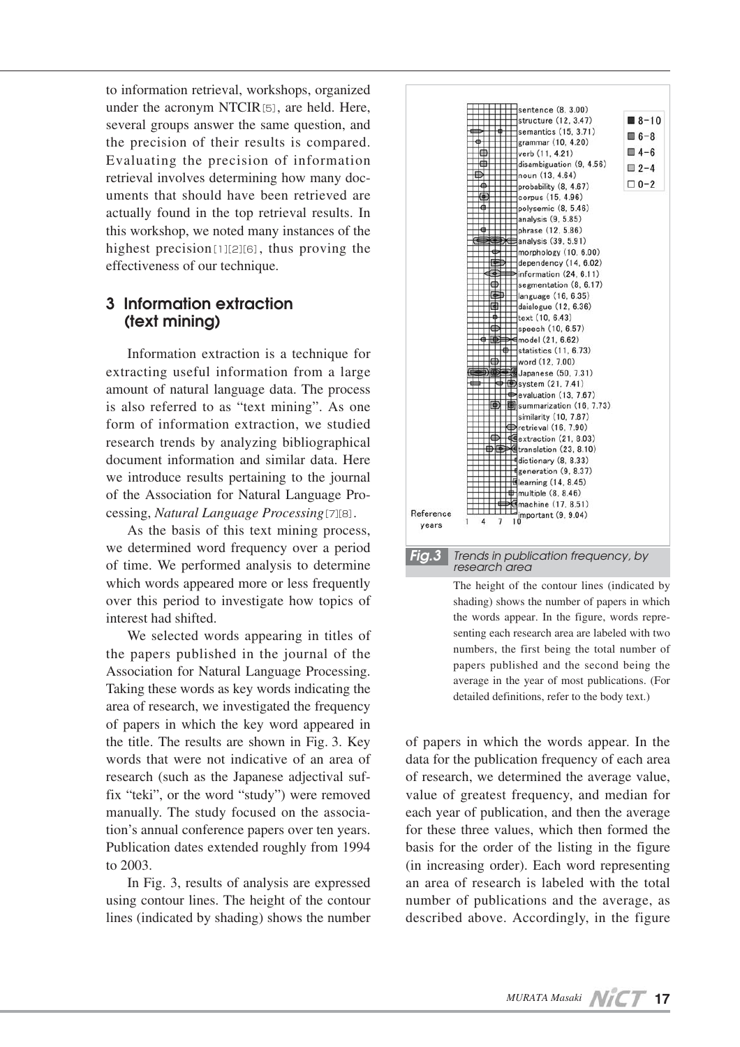to information retrieval, workshops, organized under the acronym NTCIR[5], are held. Here, several groups answer the same question, and the precision of their results is compared. Evaluating the precision of information retrieval involves determining how many documents that should have been retrieved are actually found in the top retrieval results. In this workshop, we noted many instances of the highest precision[1][2][6], thus proving the effectiveness of our technique.

## 3 Information extraction (text mining)

Information extraction is a technique for extracting useful information from a large amount of natural language data. The process is also referred to as "text mining". As one form of information extraction, we studied research trends by analyzing bibliographical document information and similar data. Here we introduce results pertaining to the journal of the Association for Natural Language Processing, *Natural Language Processing*[7][8].

As the basis of this text mining process, we determined word frequency over a period of time. We performed analysis to determine which words appeared more or less frequently over this period to investigate how topics of interest had shifted.

We selected words appearing in titles of the papers published in the journal of the Association for Natural Language Processing. Taking these words as key words indicating the area of research, we investigated the frequency of papers in which the key word appeared in the title. The results are shown in Fig. 3. Key words that were not indicative of an area of research (such as the Japanese adjectival suffix "teki", or the word "study") were removed manually. The study focused on the association's annual conference papers over ten years. Publication dates extended roughly from 1994 to 2003.

In Fig. 3, results of analysis are expressed using contour lines. The height of the contour lines (indicated by shading) shows the number of papers in which the words appear. In the data for the publication frequency of each area of research, we determined the average value, value of greatest frequency, and median for each year of publication, and then the average for these three values, which then formed the basis for the order of the listing in the figure (in increasing order). Each word representing an area of research is labeled with the total number of publications and the average, as described above. Accordingly, in the figure

**Fig.3** Trends in publication frequency, by research area

The height of the contour lines (indicated by shading) shows the number of papers in which the words appear. In the figure, words representing each research area are labeled with two numbers, the first being the total number of papers published and the second being the average in the year of most publications. (For detailed definitions, refer to the body text.)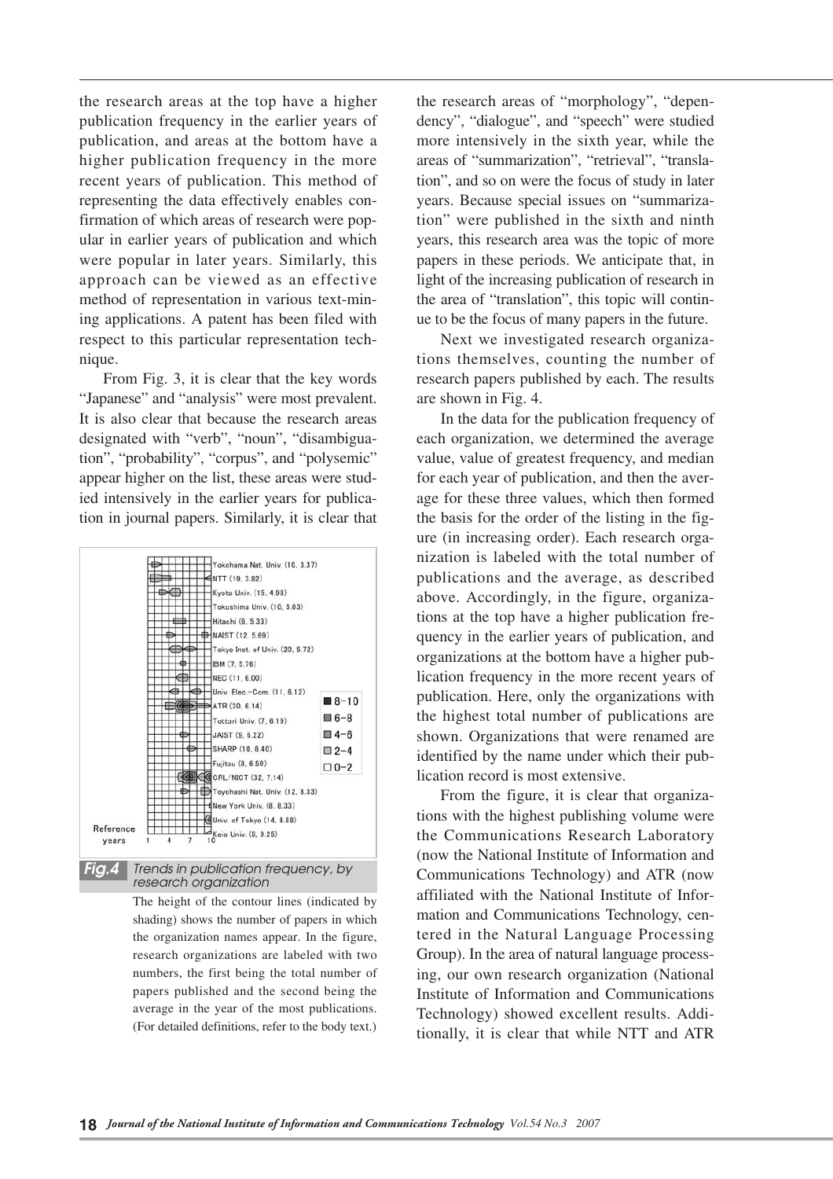the research areas at the top have a higher publication frequency in the earlier years of publication, and areas at the bottom have a higher publication frequency in the more recent years of publication. This method of representing the data effectively enables confirmation of which areas of research were popular in earlier years of publication and which were popular in later years. Similarly, this approach can be viewed as an effective method of representation in various text-mining applications. A patent has been filed with respect to this particular representation technique.

From Fig. 3, it is clear that the key words "Japanese" and "analysis" were most prevalent. It is also clear that because the research areas designated with "verb", "noun", "disambiguation", "probability", "corpus", and "polysemic" appear higher on the list, these areas were studied intensively in the earlier years for publication in journal papers. Similarly, it is clear that the research areas of "morphology", "dependency", "dialogue", and "speech" were studied more intensively in the sixth year, while the areas of "summarization", "retrieval", "translation", and so on were the focus of study in later years. Because special issues on "summarization" were published in the sixth and ninth years, this research area was the topic of more papers in these periods. We anticipate that, in light of the increasing publication of research in the area of "translation", this topic will continue to be the focus of many papers in the future.

Next we investigated research organizations themselves, counting the number of research papers published by each. The results are shown in Fig. 4.

In the data for the publication frequency of each organization, we determined the average value, value of greatest frequency, and median for each year of publication, and then the average for these three values, which then formed the basis for the order of the listing in the figure (in increasing order). Each research organization is labeled with the total number of publications and the average, as described above. Accordingly, in the figure, organizations at the top have a higher publication frequency in the earlier years of publication, and organizations at the bottom have a higher publication frequency in the more recent years of publication. Here, only the organizations with the highest total number of publications are shown. Organizations that were renamed are identified by the name under which their publication record is most extensive.

From the figure, it is clear that organizations with the highest publishing volume were the Communications Research Laboratory (now the National Institute of Information and Communications Technology) and ATR (now affiliated with the National Institute of Information and Communications Technology, centered in the Natural Language Processing Group). In the area of natural language processing, our own research organization (National Institute of Information and Communications Technology) showed excellent results. Additionally, it is clear that while NTT and ATR

**Fig.4** *Trends in publication frequency, by research organization*

The height of the contour lines (indicated by shading) shows the number of papers in which the organization names appear. In the figure, research organizations are labeled with two numbers, the first being the total number of papers published and the second being the average in the year of the most publications. (For detailed definitions, refer to the body text.)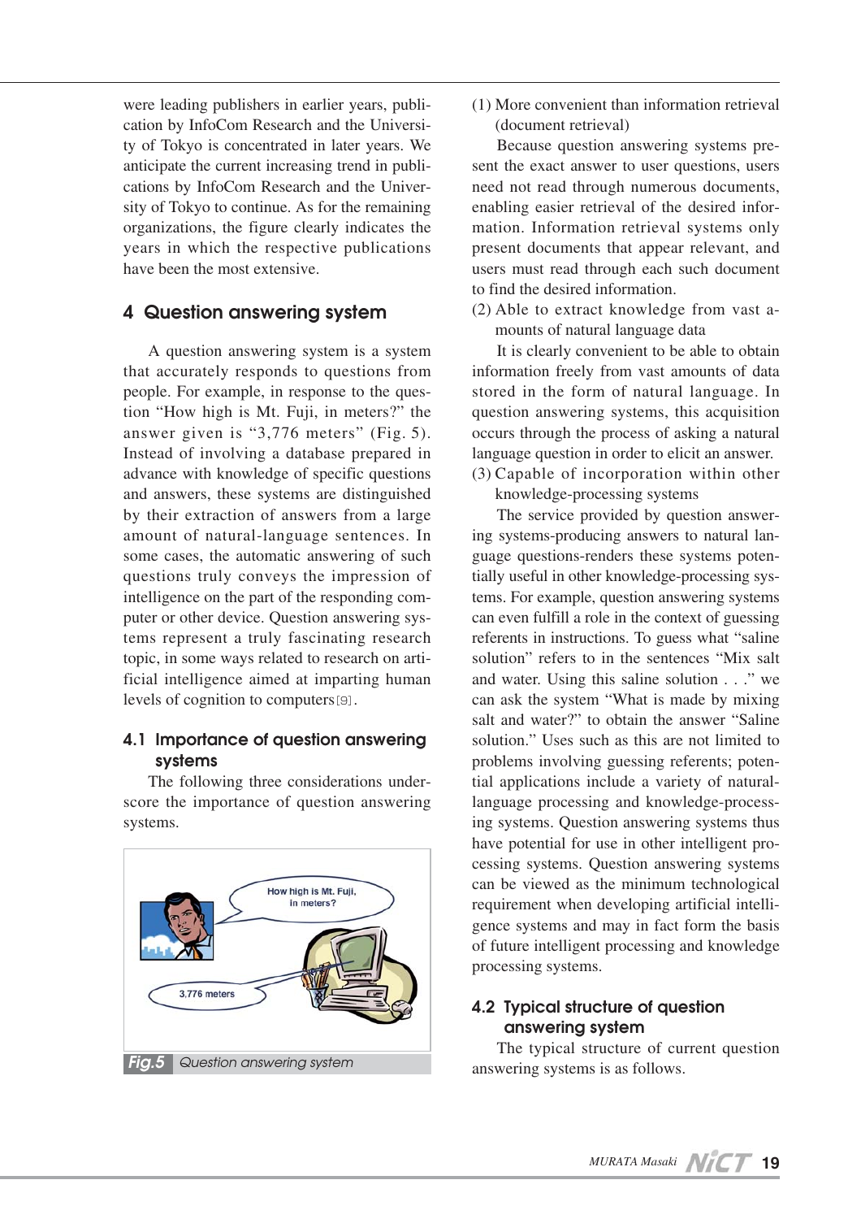were leading publishers in earlier years, publication by InfoCom Research and the University of Tokyo is concentrated in later years. We anticipate the current increasing trend in publications by InfoCom Research and the University of Tokyo to continue. As for the remaining organizations, the figure clearly indicates the years in which the respective publications have been the most extensive.

## 4 Question answering system

A question answering system is a system that accurately responds to questions from people. For example, in response to the question "How high is Mt. Fuji, in meters?" the answer given is "3,776 meters" (Fig. 5). Instead of involving a database prepared in advance with knowledge of specific questions and answers, these systems are distinguished by their extraction of answers from a large amount of natural-language sentences. In some cases, the automatic answering of such questions truly conveys the impression of intelligence on the part of the responding computer or other device. Question answering systems represent a truly fascinating research topic, in some ways related to research on artificial intelligence aimed at imparting human levels of cognition to computers[9].

### 4.1 Importance of question answering systems

The following three considerations underscore the importance of question answering systems.

Fig.5 Question answering system

(1) More convenient than information retrieval (document retrieval)

Because question answering systems present the exact answer to user questions, users need not read through numerous documents, enabling easier retrieval of the desired information. Information retrieval systems only present documents that appear relevant, and users must read through each such document to find the desired information.

(2) Able to extract knowledge from vast amounts of natural language data

It is clearly convenient to be able to obtain information freely from vast amounts of data stored in the form of natural language. In question answering systems, this acquisition occurs through the process of asking a natural language question in order to elicit an answer.

(3) Capable of incorporation within other knowledge-processing systems

The service provided by question answering systems-producing answers to natural language questions-renders these systems potentially useful in other knowledge-processing systems. For example, question answering systems can even fulfill a role in the context of guessing referents in instructions. To guess what "saline solution" refers to in the sentences "Mix salt and water. Using this saline solution . . ." we can ask the system "What is made by mixing salt and water?" to obtain the answer "Saline solution." Uses such as this are not limited to problems involving guessing referents; potential applications include a variety of natural-language processing and knowledge-processing systems. Question answering systems thus have potential for use in other intelligent processing systems. Question answering systems can be viewed as the minimum technological requirement when developing artificial intelligence systems and may in fact form the basis of future intelligent processing and knowledge processing systems.

### 4.2 Typical structure of question answering system

The typical structure of current question answering systems is as follows.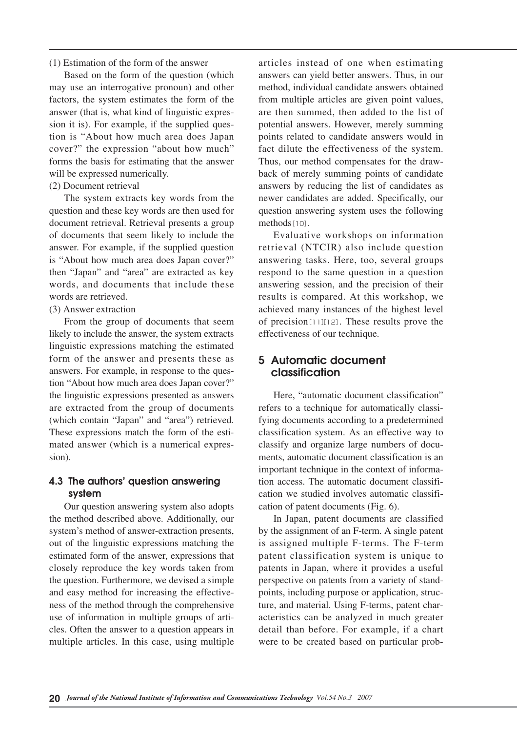(1) Estimation of the form of the answer

Based on the form of the question (which may use an interrogative pronoun) and other factors, the system estimates the form of the answer (that is, what kind of linguistic expression it is). For example, if the supplied question is "About how much area does Japan cover?" the expression "about how much" forms the basis for estimating that the answer will be expressed numerically.

(2) Document retrieval

The system extracts key words from the question and these key words are then used for document retrieval. Retrieval presents a group of documents that seem likely to include the answer. For example, if the supplied question is "About how much area does Japan cover?" then "Japan" and "area" are extracted as key words, and documents that include these words are retrieved.

(3) Answer extraction

From the group of documents that seem likely to include the answer, the system extracts linguistic expressions matching the estimated form of the answer and presents these as answers. For example, in response to the question "About how much area does Japan cover?" the linguistic expressions presented as answers are extracted from the group of documents (which contain "Japan" and "area") retrieved. These expressions match the form of the estimated answer (which is a numerical expression).

### 4.3 The authors' question answering system

Our question answering system also adopts the method described above. Additionally, our system's method of answer-extraction presents, out of the linguistic expressions matching the estimated form of the answer, expressions that closely reproduce the key words taken from the question. Furthermore, we devised a simple and easy method for increasing the effectiveness of the method through the comprehensive use of information in multiple groups of articles. Often the answer to a question appears in multiple articles. In this case, using multiple articles instead of one when estimating answers can yield better answers. Thus, in our method, individual candidate answers obtained from multiple articles are given point values, are then summed, then added to the list of potential answers. However, merely summing points related to candidate answers would in fact dilute the effectiveness of the system. Thus, our method compensates for the drawback of merely summing points of candidate answers by reducing the list of candidates as newer candidates are added. Specifically, our question answering system uses the following methods[10].

Evaluative workshops on information retrieval (NTCIR) also include question answering tasks. Here, too, several groups respond to the same question in a question answering session, and the precision of their results is compared. At this workshop, we achieved many instances of the highest level of precision[11][12]. These results prove the effectiveness of our technique.

## 5 Automatic document classification

Here, "automatic document classification" refers to a technique for automatically classifying documents according to a predetermined classification system. As an effective way to classify and organize large numbers of documents, automatic document classification is an important technique in the context of information access. The automatic document classification we studied involves automatic classification of patent documents (Fig. 6).

In Japan, patent documents are classified by the assignment of an F-term. A single patent is assigned multiple F-terms. The F-term patent classification system is unique to patents in Japan, where it provides a useful perspective on patents from a variety of standpoints, including purpose or application, structure, and material. Using F-terms, patent characteristics can be analyzed in much greater detail than before. For example, if a chart were to be created based on particular prob-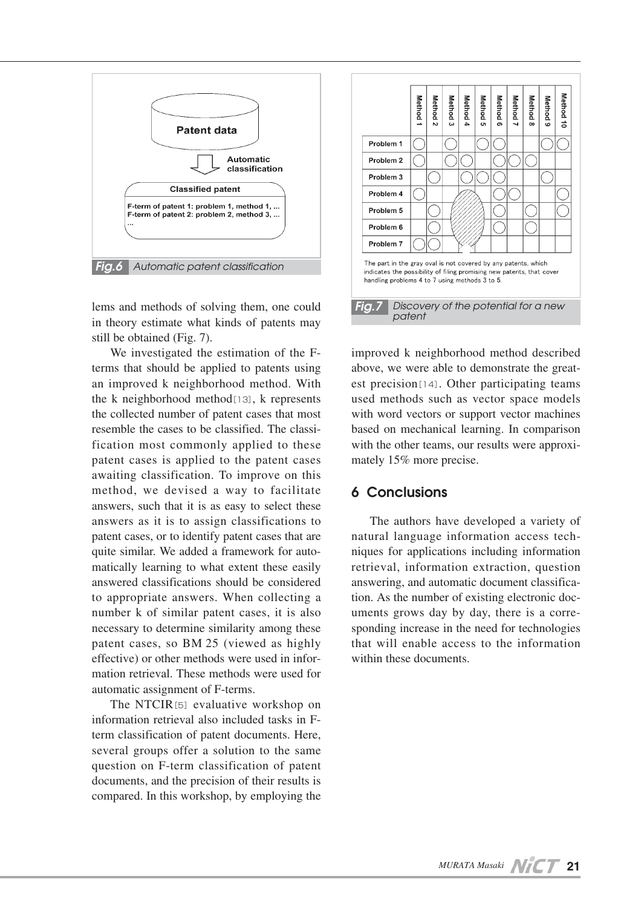Patent data

Automatic classification

Classified patent

F-term of patent 1: problem 1, method 1, ...
F-term of patent 2: problem 2, method 3, ...
...

*Fig.6* Automatic patent classification

lems and methods of solving them, one could in theory estimate what kinds of patents may still be obtained (Fig. 7).

We investigated the estimation of the F-terms that should be applied to patents using an improved k neighborhood method. With the k neighborhood method[13], k represents the collected number of patent cases that most resemble the cases to be classified. The classification most commonly applied to these patent cases is applied to the patent cases awaiting classification. To improve on this method, we devised a way to facilitate answers, such that it is as easy to select these answers as it is to assign classifications to patent cases, or to identify patent cases that are quite similar. We added a framework for automatically learning to what extent these easily answered classifications should be considered to appropriate answers. When collecting a number k of similar patent cases, it is also necessary to determine similarity among these patent cases, so BM 25 (viewed as highly effective) or other methods were used in information retrieval. These methods were used for automatic assignment of F-terms.

The NTCIR[5] evaluative workshop on information retrieval also included tasks in F-term classification of patent documents. Here, several groups offer a solution to the same question on F-term classification of patent documents, and the precision of their results is compared. In this workshop, by employing the improved k neighborhood method described above, we were able to demonstrate the greatest precision[14]. Other participating teams used methods such as vector space models with word vectors or support vector machines based on mechanical learning. In comparison with the other teams, our results were approximately 15% more precise.

| | Method 1 | Method 2 | Method 3 | Method 4 | Method 5 | Method 6 | Method 7 | Method 8 | Method 9 | Method 10 |
|---|---|---|---|---|---|---|---|---|---|---|
| Problem 1 | ○ | | ○ | | ○ | ○ | | | ○ | ○ |
| Problem 2 | ○ | | ○ | ○ | | ○ | ○ | ○ | | |
| Problem 3 | | ○ | | ○ | ○ | ○ | | | ○ | |
| Problem 4 | ○ | | | | | ○ | ○ | | | ○ |
| Problem 5 | | ○ | | | | ○ | | ○ | | ○ |
| Problem 6 | | ○ | | | | ○ | | ○ | | |
| Problem 7 | ○ | ○ | | | | | | | | |

The part in the gray oval is not covered by any patents, which indicates the possibility of filing promising new patents, that cover handling problems 4 to 7 using methods 3 to 5.

*Fig.7* Discovery of the potential for a new patent

## 6 Conclusions

The authors have developed a variety of natural language information access techniques for applications including information retrieval, information extraction, question answering, and automatic document classification. As the number of existing electronic documents grows day by day, there is a corresponding increase in the need for technologies that will enable access to the information within these documents.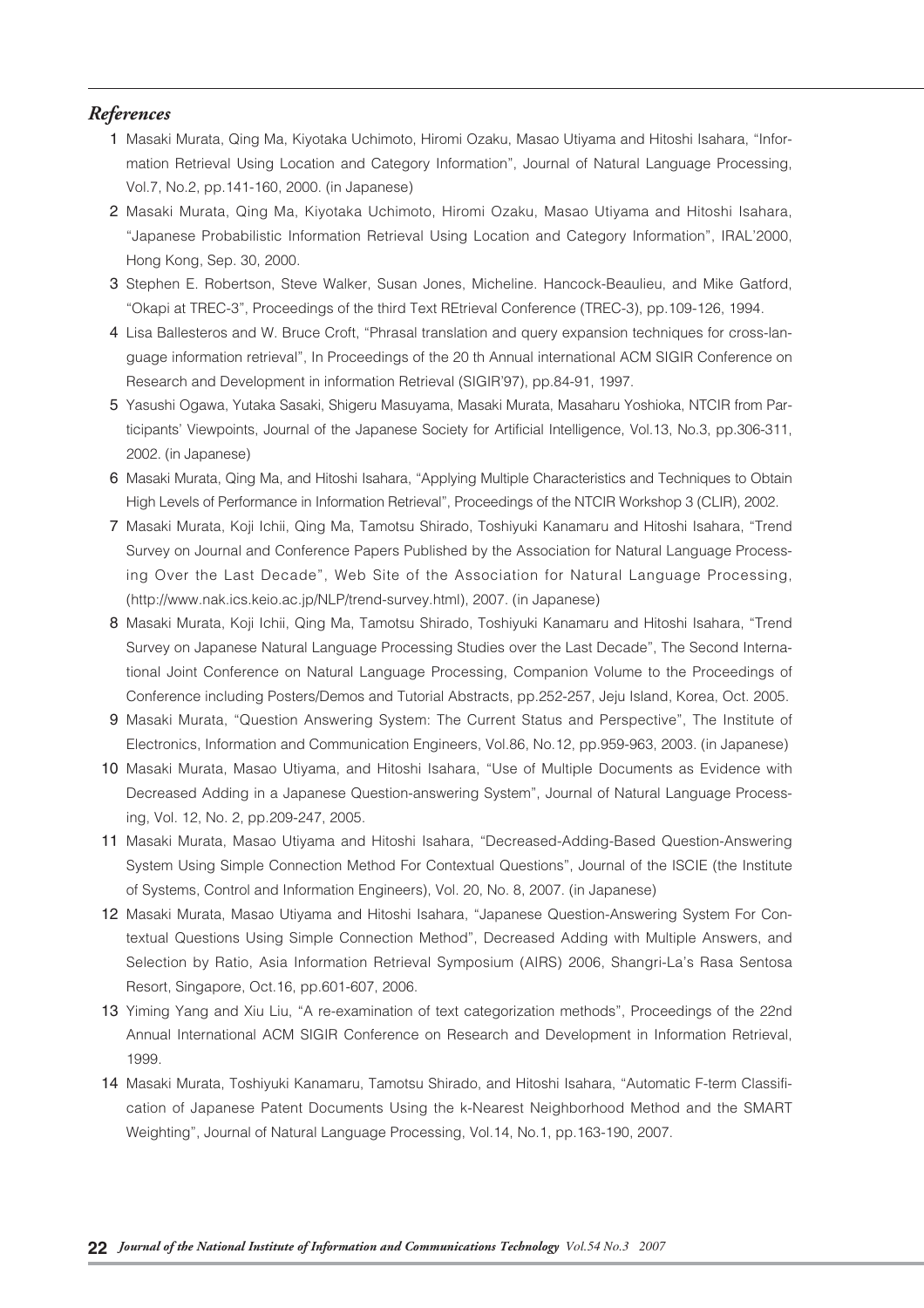## *References*

1 Masaki Murata, Qing Ma, Kiyotaka Uchimoto, Hiromi Ozaku, Masao Utiyama and Hitoshi Isahara, "Information Retrieval Using Location and Category Information", Journal of Natural Language Processing, Vol.7, No.2, pp.141-160, 2000. (in Japanese)

2 Masaki Murata, Qing Ma, Kiyotaka Uchimoto, Hiromi Ozaku, Masao Utiyama and Hitoshi Isahara, "Japanese Probabilistic Information Retrieval Using Location and Category Information", IRAL'2000, Hong Kong, Sep. 30, 2000.

3 Stephen E. Robertson, Steve Walker, Susan Jones, Micheline. Hancock-Beaulieu, and Mike Gatford, "Okapi at TREC-3", Proceedings of the third Text REtrieval Conference (TREC-3), pp.109-126, 1994.

4 Lisa Ballesteros and W. Bruce Croft, "Phrasal translation and query expansion techniques for cross-language information retrieval", In Proceedings of the 20 th Annual international ACM SIGIR Conference on Research and Development in information Retrieval (SIGIR'97), pp.84-91, 1997.

5 Yasushi Ogawa, Yutaka Sasaki, Shigeru Masuyama, Masaki Murata, Masaharu Yoshioka, NTCIR from Participants' Viewpoints, Journal of the Japanese Society for Artificial Intelligence, Vol.13, No.3, pp.306-311, 2002. (in Japanese)

6 Masaki Murata, Qing Ma, and Hitoshi Isahara, "Applying Multiple Characteristics and Techniques to Obtain High Levels of Performance in Information Retrieval", Proceedings of the NTCIR Workshop 3 (CLIR), 2002.

7 Masaki Murata, Koji Ichii, Qing Ma, Tamotsu Shirado, Toshiyuki Kanamaru and Hitoshi Isahara, "Trend Survey on Journal and Conference Papers Published by the Association for Natural Language Processing Over the Last Decade", Web Site of the Association for Natural Language Processing, (http://www.nak.ics.keio.ac.jp/NLP/trend-survey.html), 2007. (in Japanese)

8 Masaki Murata, Koji Ichii, Qing Ma, Tamotsu Shirado, Toshiyuki Kanamaru and Hitoshi Isahara, "Trend Survey on Japanese Natural Language Processing Studies over the Last Decade", The Second International Joint Conference on Natural Language Processing, Companion Volume to the Proceedings of Conference including Posters/Demos and Tutorial Abstracts, pp.252-257, Jeju Island, Korea, Oct. 2005.

9 Masaki Murata, "Question Answering System: The Current Status and Perspective", The Institute of Electronics, Information and Communication Engineers, Vol.86, No.12, pp.959-963, 2003. (in Japanese)

10 Masaki Murata, Masao Utiyama, and Hitoshi Isahara, "Use of Multiple Documents as Evidence with Decreased Adding in a Japanese Question-answering System", Journal of Natural Language Processing, Vol. 12, No. 2, pp.209-247, 2005.

11 Masaki Murata, Masao Utiyama and Hitoshi Isahara, "Decreased-Adding-Based Question-Answering System Using Simple Connection Method For Contextual Questions", Journal of the ISCIE (the Institute of Systems, Control and Information Engineers), Vol. 20, No. 8, 2007. (in Japanese)

12 Masaki Murata, Masao Utiyama and Hitoshi Isahara, "Japanese Question-Answering System For Contextual Questions Using Simple Connection Method", Decreased Adding with Multiple Answers, and Selection by Ratio, Asia Information Retrieval Symposium (AIRS) 2006, Shangri-La's Rasa Sentosa Resort, Singapore, Oct.16, pp.601-607, 2006.

13 Yiming Yang and Xiu Liu, "A re-examination of text categorization methods", Proceedings of the 22nd Annual International ACM SIGIR Conference on Research and Development in Information Retrieval, 1999.

14 Masaki Murata, Toshiyuki Kanamaru, Tamotsu Shirado, and Hitoshi Isahara, "Automatic F-term Classification of Japanese Patent Documents Using the k-Nearest Neighborhood Method and the SMART Weighting", Journal of Natural Language Processing, Vol.14, No.1, pp.163-190, 2007.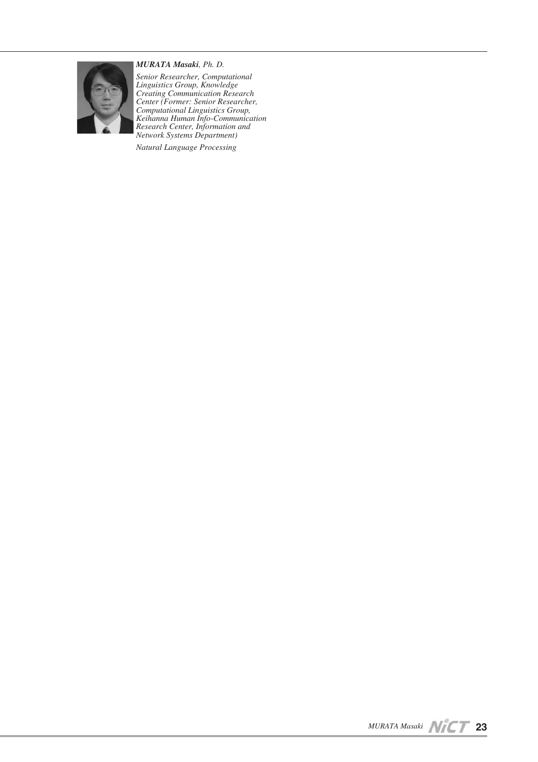***MURATA Masaki**, Ph. D.*

*Senior Researcher, Computational Linguistics Group, Knowledge Creating Communication Research Center (Former: Senior Researcher, Computational Linguistics Group, Keihanna Human Info-Communication Research Center, Information and Network Systems Department)*

*Natural Language Processing*